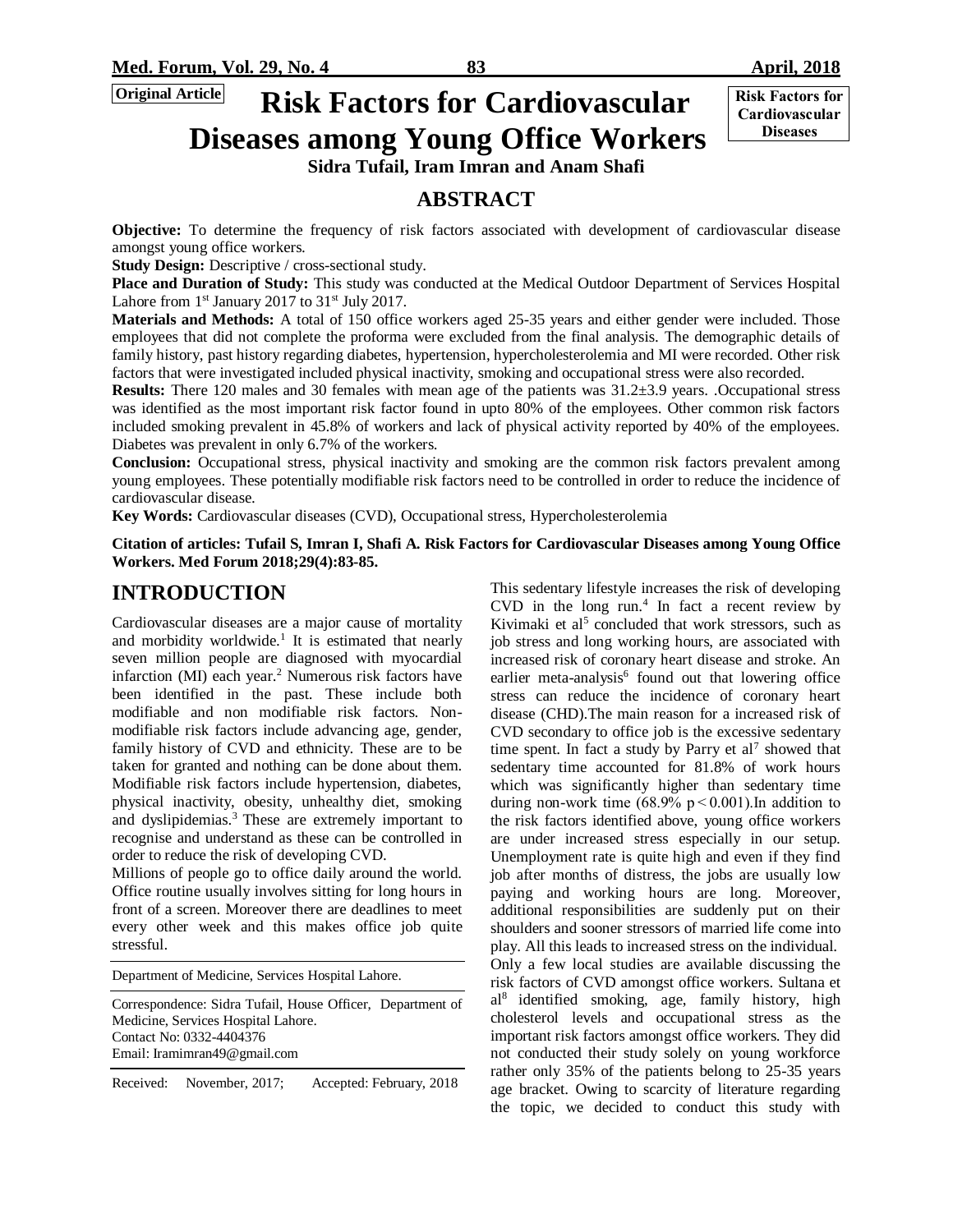Original Article

# Risk Factors for Cardiovascular Diseases among Young Office Workers

**Sidra Tufail, Iram Imran and Anam Shafi**

## ABSTRACT

**Objective:** To determine the frequency of risk factors associated with development of cardiovascular disease amongst young office workers.

**Study Design:** Descriptive / cross-sectional study.

**Place and Duration of Study:** This study was conducted at the Medical Outdoor Department of Services Hospital Lahore from 1st January 2017 to 31st July 2017.

**Materials and Methods:** A total of 150 office workers aged 25-35 years and either gender were included. Those employees that did not complete the proforma were excluded from the final analysis. The demographic details of family history, past history regarding diabetes, hypertension, hypercholesterolemia and MI were recorded. Other risk factors that were investigated included physical inactivity, smoking and occupational stress were also recorded.

**Results:** There 120 males and 30 females with mean age of the patients was 31.2±3.9 years. .Occupational stress was identified as the most important risk factor found in upto 80% of the employees. Other common risk factors included smoking prevalent in 45.8% of workers and lack of physical activity reported by 40% of the employees. Diabetes was prevalent in only 6.7% of the workers.

**Conclusion:** Occupational stress, physical inactivity and smoking are the common risk factors prevalent among young employees. These potentially modifiable risk factors need to be controlled in order to reduce the incidence of cardiovascular disease.

**Key Words:** Cardiovascular diseases (CVD), Occupational stress, Hypercholesterolemia

**Citation of articles: Tufail S, Imran I, Shafi A. Risk Factors for Cardiovascular Diseases among Young Office Workers. Med Forum 2018;29(4):83-85.**

## INTRODUCTION

Cardiovascular diseases are a major cause of mortality and morbidity worldwide.[1] It is estimated that nearly seven million people are diagnosed with myocardial infarction (MI) each year.[2] Numerous risk factors have been identified in the past. These include both modifiable and non modifiable risk factors. Non-modifiable risk factors include advancing age, gender, family history of CVD and ethnicity. These are to be taken for granted and nothing can be done about them. Modifiable risk factors include hypertension, diabetes, physical inactivity, obesity, unhealthy diet, smoking and dyslipidemias.[3] These are extremely important to recognise and understand as these can be controlled in order to reduce the risk of developing CVD.

Millions of people go to office daily around the world. Office routine usually involves sitting for long hours in front of a screen. Moreover there are deadlines to meet every other week and this makes office job quite stressful.

Department of Medicine, Services Hospital Lahore.

Correspondence: Sidra Tufail, House Officer, Department of Medicine, Services Hospital Lahore.
Contact No: 0332-4404376
Email: Iramimran49@gmail.com

Received: November, 2017; Accepted: February, 2018

This sedentary lifestyle increases the risk of developing CVD in the long run.[4] In fact a recent review by Kivimaki et al[5] concluded that work stressors, such as job stress and long working hours, are associated with increased risk of coronary heart disease and stroke. An earlier meta-analysis[6] found out that lowering office stress can reduce the incidence of coronary heart disease (CHD).The main reason for a increased risk of CVD secondary to office job is the excessive sedentary time spent. In fact a study by Parry et al[7] showed that sedentary time accounted for 81.8% of work hours which was significantly higher than sedentary time during non-work time (68.9% $p < 0.001$).In addition to the risk factors identified above, young office workers are under increased stress especially in our setup. Unemployment rate is quite high and even if they find job after months of distress, the jobs are usually low paying and working hours are long. Moreover, additional responsibilities are suddenly put on their shoulders and sooner stressors of married life come into play. All this leads to increased stress on the individual.

Only a few local studies are available discussing the risk factors of CVD amongst office workers. Sultana et al[8] identified smoking, age, family history, high cholesterol levels and occupational stress as the important risk factors amongst office workers. They did not conducted their study solely on young workforce rather only 35% of the patients belong to 25-35 years age bracket. Owing to scarcity of literature regarding the topic, we decided to conduct this study with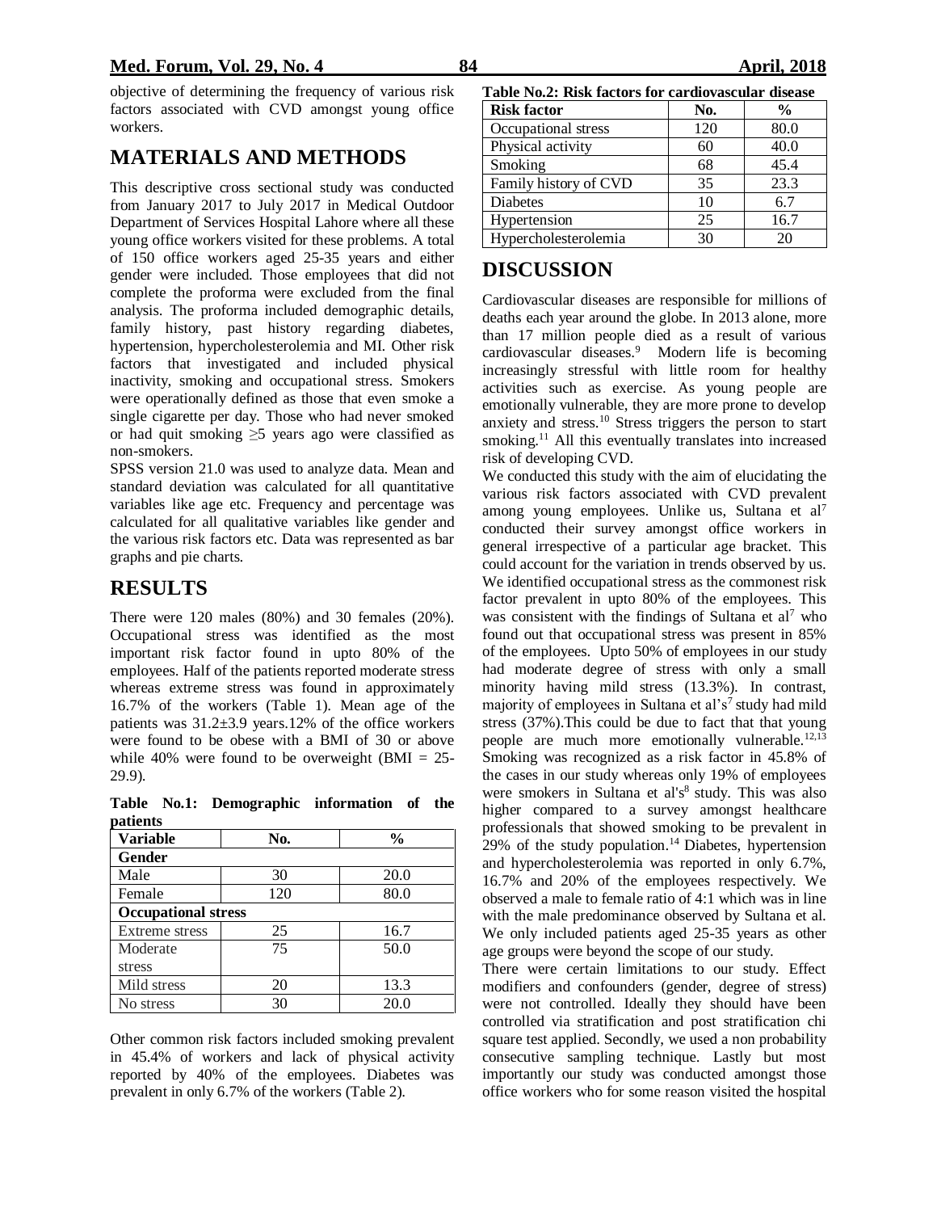objective of determining the frequency of various risk factors associated with CVD amongst young office workers.

# MATERIALS AND METHODS

This descriptive cross sectional study was conducted from January 2017 to July 2017 in Medical Outdoor Department of Services Hospital Lahore where all these young office workers visited for these problems. A total of 150 office workers aged 25-35 years and either gender were included. Those employees that did not complete the proforma were excluded from the final analysis. The proforma included demographic details, family history, past history regarding diabetes, hypertension, hypercholesterolemia and MI. Other risk factors that investigated and included physical inactivity, smoking and occupational stress. Smokers were operationally defined as those that even smoke a single cigarette per day. Those who had never smoked or had quit smoking ≥5 years ago were classified as non-smokers.

SPSS version 21.0 was used to analyze data. Mean and standard deviation was calculated for all quantitative variables like age etc. Frequency and percentage was calculated for all qualitative variables like gender and the various risk factors etc. Data was represented as bar graphs and pie charts.

# RESULTS

There were 120 males (80%) and 30 females (20%). Occupational stress was identified as the most important risk factor found in upto 80% of the employees. Half of the patients reported moderate stress whereas extreme stress was found in approximately 16.7% of the workers (Table 1). Mean age of the patients was 31.2±3.9 years.12% of the office workers were found to be obese with a BMI of 30 or above while 40% were found to be overweight (BMI = 25-29.9).

**Table No.1: Demographic information of the patients**

| Variable | No. | % |
|---|---|---|
| **Gender** | | |
| Male | 30 | 20.0 |
| Female | 120 | 80.0 |
| **Occupational stress** | | |
| Extreme stress | 25 | 16.7 |
| Moderate stress | 75 | 50.0 |
| Mild stress | 20 | 13.3 |
| No stress | 30 | 20.0 |

Other common risk factors included smoking prevalent in 45.4% of workers and lack of physical activity reported by 40% of the employees. Diabetes was prevalent in only 6.7% of the workers (Table 2).

**Table No.2: Risk factors for cardiovascular disease**

| Risk factor | No. | % |
|---|---|---|
| Occupational stress | 120 | 80.0 |
| Physical activity | 60 | 40.0 |
| Smoking | 68 | 45.4 |
| Family history of CVD | 35 | 23.3 |
| Diabetes | 10 | 6.7 |
| Hypertension | 25 | 16.7 |
| Hypercholesterolemia | 30 | 20 |

# DISCUSSION

Cardiovascular diseases are responsible for millions of deaths each year around the globe. In 2013 alone, more than 17 million people died as a result of various cardiovascular diseases.[9] Modern life is becoming increasingly stressful with little room for healthy activities such as exercise. As young people are emotionally vulnerable, they are more prone to develop anxiety and stress.[10] Stress triggers the person to start smoking.[11] All this eventually translates into increased risk of developing CVD.

We conducted this study with the aim of elucidating the various risk factors associated with CVD prevalent among young employees. Unlike us, Sultana et al[7] conducted their survey amongst office workers in general irrespective of a particular age bracket. This could account for the variation in trends observed by us. We identified occupational stress as the commonest risk factor prevalent in upto 80% of the employees. This was consistent with the findings of Sultana et al[7] who found out that occupational stress was present in 85% of the employees. Upto 50% of employees in our study had moderate degree of stress with only a small minority having mild stress (13.3%). In contrast, majority of employees in Sultana et al's[7] study had mild stress (37%).This could be due to fact that that young people are much more emotionally vulnerable.[12,13] Smoking was recognized as a risk factor in 45.8% of the cases in our study whereas only 19% of employees were smokers in Sultana et al's[8] study. This was also higher compared to a survey amongst healthcare professionals that showed smoking to be prevalent in 29% of the study population.[14] Diabetes, hypertension and hypercholesterolemia was reported in only 6.7%, 16.7% and 20% of the employees respectively. We observed a male to female ratio of 4:1 which was in line with the male predominance observed by Sultana et al. We only included patients aged 25-35 years as other age groups were beyond the scope of our study.

There were certain limitations to our study. Effect modifiers and confounders (gender, degree of stress) were not controlled. Ideally they should have been controlled via stratification and post stratification chi square test applied. Secondly, we used a non probability consecutive sampling technique. Lastly but most importantly our study was conducted amongst those office workers who for some reason visited the hospital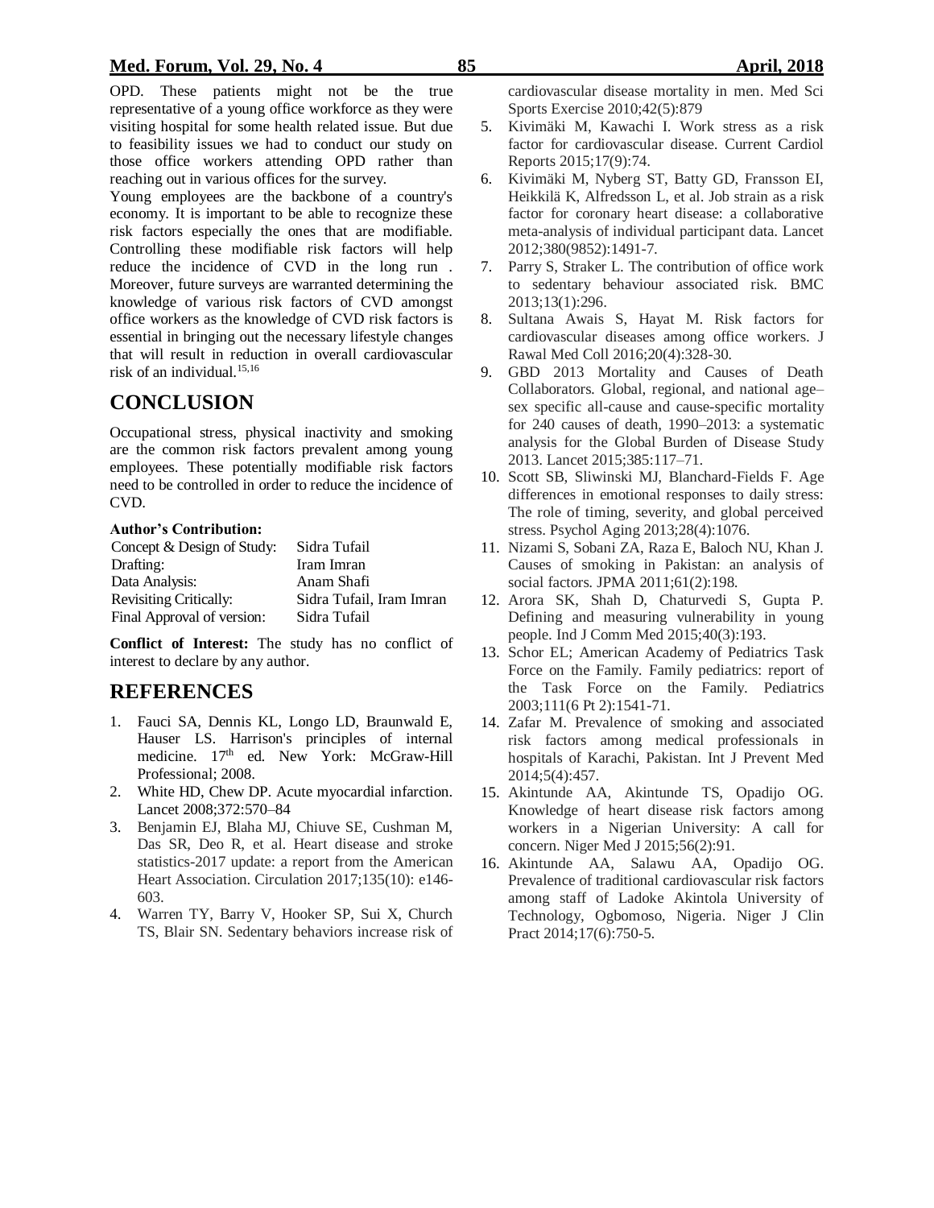OPD. These patients might not be the true representative of a young office workforce as they were visiting hospital for some health related issue. But due to feasibility issues we had to conduct our study on those office workers attending OPD rather than reaching out in various offices for the survey.

Young employees are the backbone of a country's economy. It is important to be able to recognize these risk factors especially the ones that are modifiable. Controlling these modifiable risk factors will help reduce the incidence of CVD in the long run . Moreover, future surveys are warranted determining the knowledge of various risk factors of CVD amongst office workers as the knowledge of CVD risk factors is essential in bringing out the necessary lifestyle changes that will result in reduction in overall cardiovascular risk of an individual.[15,16]

## CONCLUSION

Occupational stress, physical inactivity and smoking are the common risk factors prevalent among young employees. These potentially modifiable risk factors need to be controlled in order to reduce the incidence of CVD.

**Author's Contribution:**

| | |
|---|---|
| Concept & Design of Study: | Sidra Tufail |
| Drafting: | Iram Imran |
| Data Analysis: | Anam Shafi |
| Revisiting Critically: | Sidra Tufail, Iram Imran |
| Final Approval of version: | Sidra Tufail |

**Conflict of Interest:** The study has no conflict of interest to declare by any author.

## REFERENCES

1. Fauci SA, Dennis KL, Longo LD, Braunwald E, Hauser LS. Harrison's principles of internal medicine. 17th ed. New York: McGraw-Hill Professional; 2008.
2. White HD, Chew DP. Acute myocardial infarction. Lancet 2008;372:570–84
3. Benjamin EJ, Blaha MJ, Chiuve SE, Cushman M, Das SR, Deo R, et al. Heart disease and stroke statistics-2017 update: a report from the American Heart Association. Circulation 2017;135(10): e146-603.
4. Warren TY, Barry V, Hooker SP, Sui X, Church TS, Blair SN. Sedentary behaviors increase risk of cardiovascular disease mortality in men. Med Sci Sports Exercise 2010;42(5):879
5. Kivimäki M, Kawachi I. Work stress as a risk factor for cardiovascular disease. Current Cardiol Reports 2015;17(9):74.
6. Kivimäki M, Nyberg ST, Batty GD, Fransson EI, Heikkilä K, Alfredsson L, et al. Job strain as a risk factor for coronary heart disease: a collaborative meta-analysis of individual participant data. Lancet 2012;380(9852):1491-7.
7. Parry S, Straker L. The contribution of office work to sedentary behaviour associated risk. BMC 2013;13(1):296.
8. Sultana Awais S, Hayat M. Risk factors for cardiovascular diseases among office workers. J Rawal Med Coll 2016;20(4):328-30.
9. GBD 2013 Mortality and Causes of Death Collaborators. Global, regional, and national age–sex specific all-cause and cause-specific mortality for 240 causes of death, 1990–2013: a systematic analysis for the Global Burden of Disease Study 2013. Lancet 2015;385:117–71.
10. Scott SB, Sliwinski MJ, Blanchard-Fields F. Age differences in emotional responses to daily stress: The role of timing, severity, and global perceived stress. Psychol Aging 2013;28(4):1076.
11. Nizami S, Sobani ZA, Raza E, Baloch NU, Khan J. Causes of smoking in Pakistan: an analysis of social factors. JPMA 2011;61(2):198.
12. Arora SK, Shah D, Chaturvedi S, Gupta P. Defining and measuring vulnerability in young people. Ind J Comm Med 2015;40(3):193.
13. Schor EL; American Academy of Pediatrics Task Force on the Family. Family pediatrics: report of the Task Force on the Family. Pediatrics 2003;111(6 Pt 2):1541-71.
14. Zafar M. Prevalence of smoking and associated risk factors among medical professionals in hospitals of Karachi, Pakistan. Int J Prevent Med 2014;5(4):457.
15. Akintunde AA, Akintunde TS, Opadijo OG. Knowledge of heart disease risk factors among workers in a Nigerian University: A call for concern. Niger Med J 2015;56(2):91.
16. Akintunde AA, Salawu AA, Opadijo OG. Prevalence of traditional cardiovascular risk factors among staff of Ladoke Akintola University of Technology, Ogbomoso, Nigeria. Niger J Clin Pract 2014;17(6):750-5.